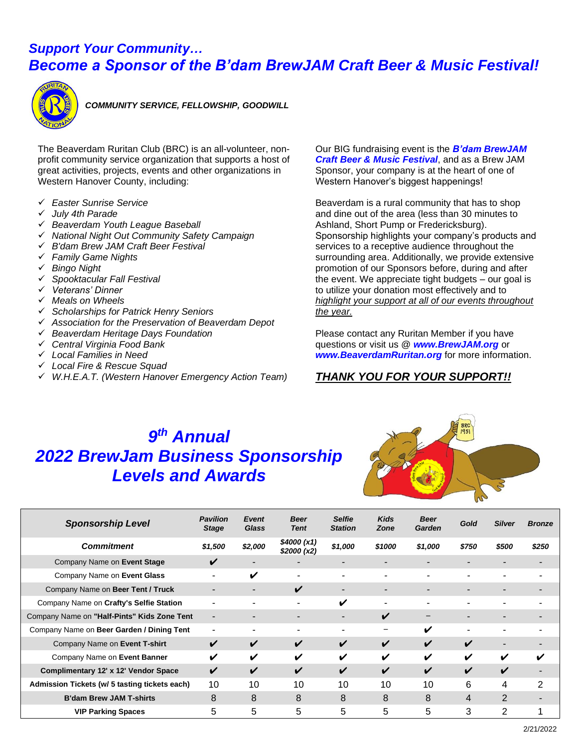## *Support Your Community…*
## *Become a Sponsor of the B'dam BrewJAM Craft Beer & Music Festival!*

***COMMUNITY SERVICE, FELLOWSHIP, GOODWILL***

The Beaverdam Ruritan Club (BRC) is an all-volunteer, non-profit community service organization that supports a host of great activities, projects, events and other organizations in Western Hanover County, including:

- ✓ *Easter Sunrise Service*
- ✓ *July 4th Parade*
- ✓ *Beaverdam Youth League Baseball*
- ✓ *National Night Out Community Safety Campaign*
- ✓ *B'dam Brew JAM Craft Beer Festival*
- ✓ *Family Game Nights*
- ✓ *Bingo Night*
- ✓ *Spooktacular Fall Festival*
- ✓ *Veterans' Dinner*
- ✓ *Meals on Wheels*
- ✓ *Scholarships for Patrick Henry Seniors*
- ✓ *Association for the Preservation of Beaverdam Depot*
- ✓ *Beaverdam Heritage Days Foundation*
- ✓ *Central Virginia Food Bank*
- ✓ *Local Families in Need*
- ✓ *Local Fire & Rescue Squad*
- ✓ *W.H.E.A.T. (Western Hanover Emergency Action Team)*

Our BIG fundraising event is the ***B'dam BrewJAM Craft Beer & Music Festival***, and as a Brew JAM Sponsor, your company is at the heart of one of Western Hanover's biggest happenings!

Beaverdam is a rural community that has to shop and dine out of the area (less than 30 minutes to Ashland, Short Pump or Fredericksburg). Sponsorship highlights your company's products and services to a receptive audience throughout the surrounding area. Additionally, we provide extensive promotion of our Sponsors before, during and after the event. We appreciate tight budgets – our goal is to utilize your donation most effectively and to highlight your support at all of our events throughout the year.

Please contact any Ruritan Member if you have questions or visit us @ ***www.BrewJAM.org*** or ***www.BeaverdamRuritan.org*** for more information.

***THANK YOU FOR YOUR SUPPORT!!***

## *9th Annual 2022 BrewJam Business Sponsorship Levels and Awards*

| ***Sponsorship Level*** | ***Pavilion Stage*** | ***Event Glass*** | ***Beer Tent*** | ***Selfie Station*** | ***Kids Zone*** | ***Beer Garden*** | ***Gold*** | ***Silver*** | ***Bronze*** |
|---|---|---|---|---|---|---|---|---|---|
| ***Commitment*** | ***$1,500*** | ***$2,000*** | ***$4000 (x1) $2000 (x2)*** | ***$1,000*** | ***$1000*** | ***$1,000*** | ***$750*** | ***$500*** | ***$250*** |
| Company Name on **Event Stage** | ✔ | - | - | - | - | - | - | - | - |
| Company Name on **Event Glass** | - | ✔ | - | - | - | - | - | - | - |
| Company Name on **Beer Tent / Truck** | - | - | ✔ | - | - | - | - | - | - |
| Company Name on **Crafty's Selfie Station** | - | - | - | ✔ | - | - | - | - | - |
| Company Name on **"Half-Pints" Kids Zone Tent** | - | - | - | - | ✔ | – | - | - | - |
| Company Name on **Beer Garden / Dining Tent** | - | - | - | - | – | ✔ | - | - | - |
| Company Name on **Event T-shirt** | ✔ | ✔ | ✔ | ✔ | ✔ | ✔ | ✔ | - | - |
| Company Name on **Event Banner** | ✔ | ✔ | ✔ | ✔ | ✔ | ✔ | ✔ | ✔ | ✔ |
| **Complimentary 12' x 12' Vendor Space** | ✔ | ✔ | ✔ | ✔ | ✔ | ✔ | ✔ | ✔ | - |
| **Admission Tickets (w/ 5 tasting tickets each)** | 10 | 10 | 10 | 10 | 10 | 10 | 6 | 4 | 2 |
| **B'dam Brew JAM T-shirts** | 8 | 8 | 8 | 8 | 8 | 8 | 4 | 2 | - |
| **VIP Parking Spaces** | 5 | 5 | 5 | 5 | 5 | 5 | 3 | 2 | 1 |

2/21/2022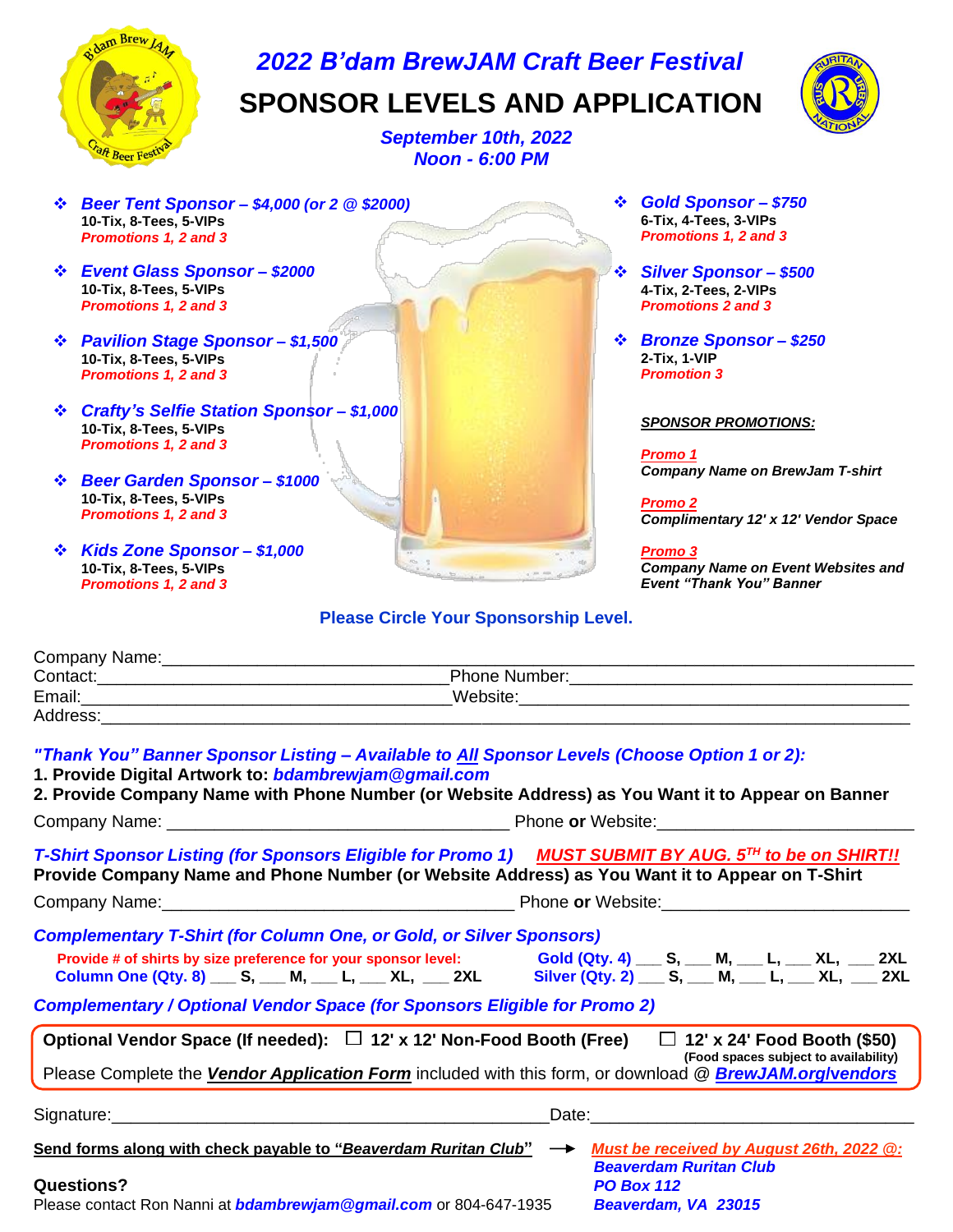# 2022 B'dam BrewJAM Craft Beer Festival

# SPONSOR LEVELS AND APPLICATION

**September 10th, 2022**
**Noon - 6:00 PM**

- ***Beer Tent Sponsor – $4,000 (or 2 @ $2000)***
  10-Tix, 8-Tees, 5-VIPs
  *Promotions 1, 2 and 3*

- ***Event Glass Sponsor – $2000***
  10-Tix, 8-Tees, 5-VIPs
  *Promotions 1, 2 and 3*

- ***Pavilion Stage Sponsor – $1,500***
  10-Tix, 8-Tees, 5-VIPs
  *Promotions 1, 2 and 3*

- ***Crafty's Selfie Station Sponsor – $1,000***
  10-Tix, 8-Tees, 5-VIPs
  *Promotions 1, 2 and 3*

- ***Beer Garden Sponsor – $1000***
  10-Tix, 8-Tees, 5-VIPs
  *Promotions 1, 2 and 3*

- ***Kids Zone Sponsor – $1,000***
  10-Tix, 8-Tees, 5-VIPs
  *Promotions 1, 2 and 3*

- ***Gold Sponsor – $750***
  6-Tix, 4-Tees, 3-VIPs
  *Promotions 1, 2 and 3*

- ***Silver Sponsor – $500***
  4-Tix, 2-Tees, 2-VIPs
  *Promotions 2 and 3*

- ***Bronze Sponsor – $250***
  2-Tix, 1-VIP
  *Promotion 3*

***SPONSOR PROMOTIONS:***

*Promo 1*
*Company Name on BrewJam T-shirt*

*Promo 2*
*Complimentary 12' x 12' Vendor Space*

*Promo 3*
*Company Name on Event Websites and Event "Thank You" Banner*

**Please Circle Your Sponsorship Level.**

Company Name:_______________________________________________
Contact:_______________________ Phone Number:_______________________
Email:_______________________ Website:_______________________
Address:_______________________________________________

***"Thank You" Banner Sponsor Listing – Available to All Sponsor Levels (Choose Option 1 or 2):***
**1. Provide Digital Artwork to: *bdambrewjam@gmail.com***
**2. Provide Company Name with Phone Number (or Website Address) as You Want it to Appear on Banner**

Company Name: _______________________ Phone **or** Website:_______________________

***T-Shirt Sponsor Listing (for Sponsors Eligible for Promo 1)*** ***MUST SUBMIT BY AUG. 5TH to be on SHIRT!!***
**Provide Company Name and Phone Number (or Website Address) as You Want it to Appear on T-Shirt**

Company Name:_______________________ Phone **or** Website:_______________________

***Complementary T-Shirt (for Column One, or Gold, or Silver Sponsors)***

**Provide # of shirts by size preference for your sponsor level:**
**Column One (Qty. 8)** ___ **S,** ___ **M,** ___ **L,** ___ **XL,** ___ **2XL**
**Gold (Qty. 4)** ___ **S,** ___ **M,** ___ **L,** ___ **XL,** ___ **2XL**
**Silver (Qty. 2)** ___ **S,** ___ **M,** ___ **L,** ___ **XL,** ___ **2XL**

***Complementary / Optional Vendor Space (for Sponsors Eligible for Promo 2)***

**Optional Vendor Space (If needed):** ☐ **12' x 12' Non-Food Booth (Free)** ☐ **12' x 24' Food Booth ($50)**
**(Food spaces subject to availability)**
Please Complete the ***Vendor Application Form*** included with this form, or download @ ***BrewJAM.org/vendors***

Signature:_______________________ Date:_______________________

**Send forms along with check payable to "*Beaverdam Ruritan Club*"** → ***Must be received by August 26th, 2022 @:***
***Beaverdam Ruritan Club***
***PO Box 112***
***Beaverdam, VA 23015***

**Questions?**
Please contact Ron Nanni at ***bdambrewjam@gmail.com*** or 804-647-1935